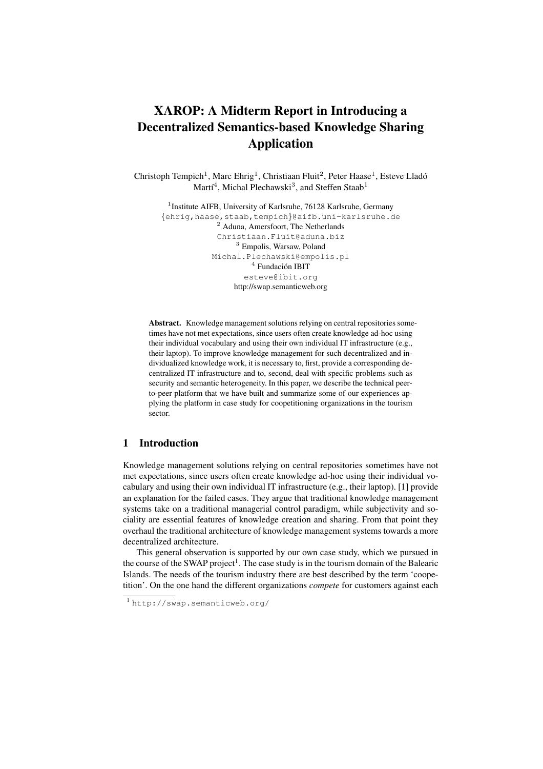# XAROP: A Midterm Report in Introducing a Decentralized Semantics-based Knowledge Sharing Application

Christoph Tempich[1], Marc Ehrig[1], Christiaan Fluit[2], Peter Haase[1], Esteve Lladó Martí[4], Michal Plechawski[3], and Steffen Staab[1]

[1] Institute AIFB, University of Karlsruhe, 76128 Karlsruhe, Germany
{ehrig,haase,staab,tempich}@aifb.uni-karlsruhe.de
[2] Aduna, Amersfoort, The Netherlands
Christiaan.Fluit@aduna.biz
[3] Empolis, Warsaw, Poland
Michal.Plechawski@empolis.pl
[4] Fundación IBIT
esteve@ibit.org
http://swap.semanticweb.org

**Abstract.** Knowledge management solutions relying on central repositories sometimes have not met expectations, since users often create knowledge ad-hoc using their individual vocabulary and using their own individual IT infrastructure (e.g., their laptop). To improve knowledge management for such decentralized and individualized knowledge work, it is necessary to, first, provide a corresponding decentralized IT infrastructure and to, second, deal with specific problems such as security and semantic heterogeneity. In this paper, we describe the technical peer-to-peer platform that we have built and summarize some of our experiences applying the platform in case study for coopetitioning organizations in the tourism sector.

## 1 Introduction

Knowledge management solutions relying on central repositories sometimes have not met expectations, since users often create knowledge ad-hoc using their individual vocabulary and using their own individual IT infrastructure (e.g., their laptop). [1] provide an explanation for the failed cases. They argue that traditional knowledge management systems take on a traditional managerial control paradigm, while subjectivity and sociality are essential features of knowledge creation and sharing. From that point they overhaul the traditional architecture of knowledge management systems towards a more decentralized architecture.

This general observation is supported by our own case study, which we pursued in the course of the SWAP project[1]. The case study is in the tourism domain of the Balearic Islands. The needs of the tourism industry there are best described by the term 'coopetition'. On the one hand the different organizations *compete* for customers against each

[1] http://swap.semanticweb.org/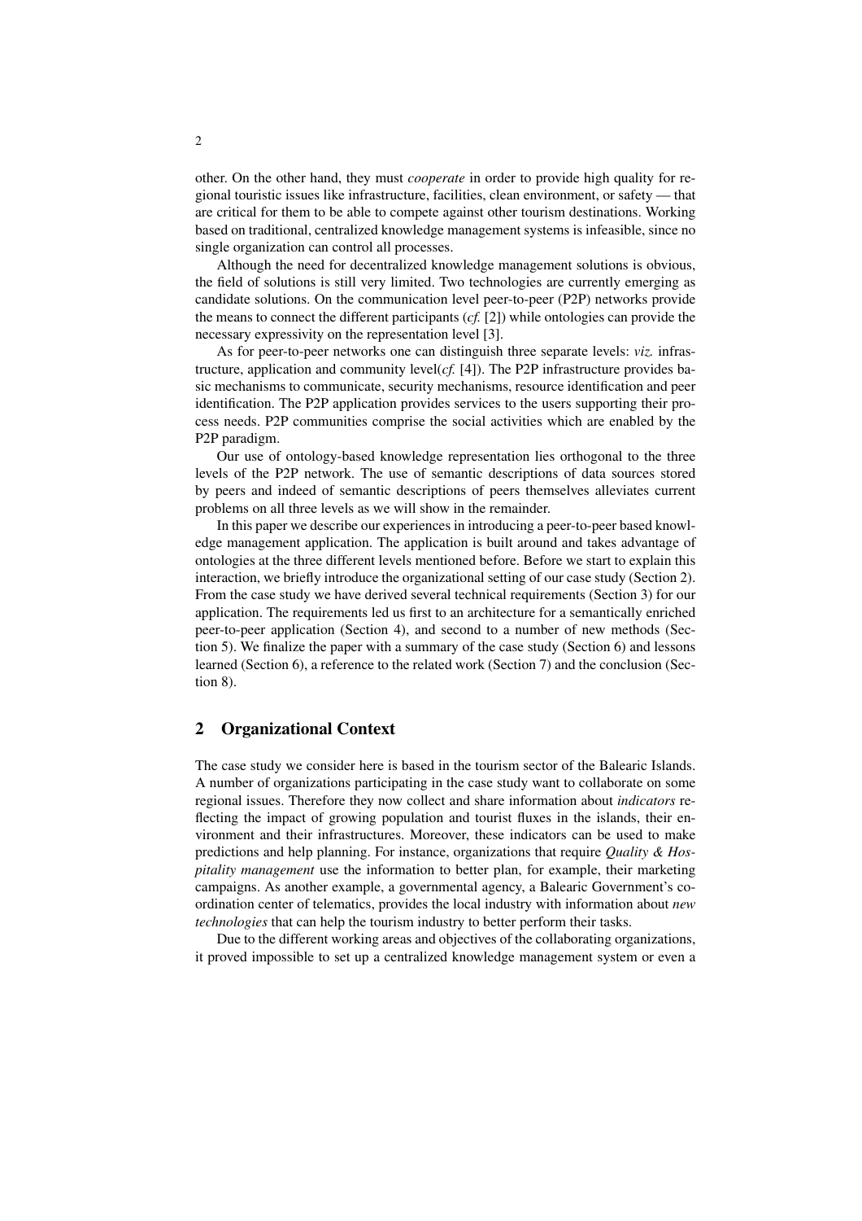other. On the other hand, they must *cooperate* in order to provide high quality for regional touristic issues like infrastructure, facilities, clean environment, or safety — that are critical for them to be able to compete against other tourism destinations. Working based on traditional, centralized knowledge management systems is infeasible, since no single organization can control all processes.

Although the need for decentralized knowledge management solutions is obvious, the field of solutions is still very limited. Two technologies are currently emerging as candidate solutions. On the communication level peer-to-peer (P2P) networks provide the means to connect the different participants (*cf.* [2]) while ontologies can provide the necessary expressivity on the representation level [3].

As for peer-to-peer networks one can distinguish three separate levels: *viz.* infrastructure, application and community level(*cf.* [4]). The P2P infrastructure provides basic mechanisms to communicate, security mechanisms, resource identification and peer identification. The P2P application provides services to the users supporting their process needs. P2P communities comprise the social activities which are enabled by the P2P paradigm.

Our use of ontology-based knowledge representation lies orthogonal to the three levels of the P2P network. The use of semantic descriptions of data sources stored by peers and indeed of semantic descriptions of peers themselves alleviates current problems on all three levels as we will show in the remainder.

In this paper we describe our experiences in introducing a peer-to-peer based knowledge management application. The application is built around and takes advantage of ontologies at the three different levels mentioned before. Before we start to explain this interaction, we briefly introduce the organizational setting of our case study (Section 2). From the case study we have derived several technical requirements (Section 3) for our application. The requirements led us first to an architecture for a semantically enriched peer-to-peer application (Section 4), and second to a number of new methods (Section 5). We finalize the paper with a summary of the case study (Section 6) and lessons learned (Section 6), a reference to the related work (Section 7) and the conclusion (Section 8).

## 2 Organizational Context

The case study we consider here is based in the tourism sector of the Balearic Islands. A number of organizations participating in the case study want to collaborate on some regional issues. Therefore they now collect and share information about *indicators* reflecting the impact of growing population and tourist fluxes in the islands, their environment and their infrastructures. Moreover, these indicators can be used to make predictions and help planning. For instance, organizations that require *Quality & Hospitality management* use the information to better plan, for example, their marketing campaigns. As another example, a governmental agency, a Balearic Government's coordination center of telematics, provides the local industry with information about *new technologies* that can help the tourism industry to better perform their tasks.

Due to the different working areas and objectives of the collaborating organizations, it proved impossible to set up a centralized knowledge management system or even a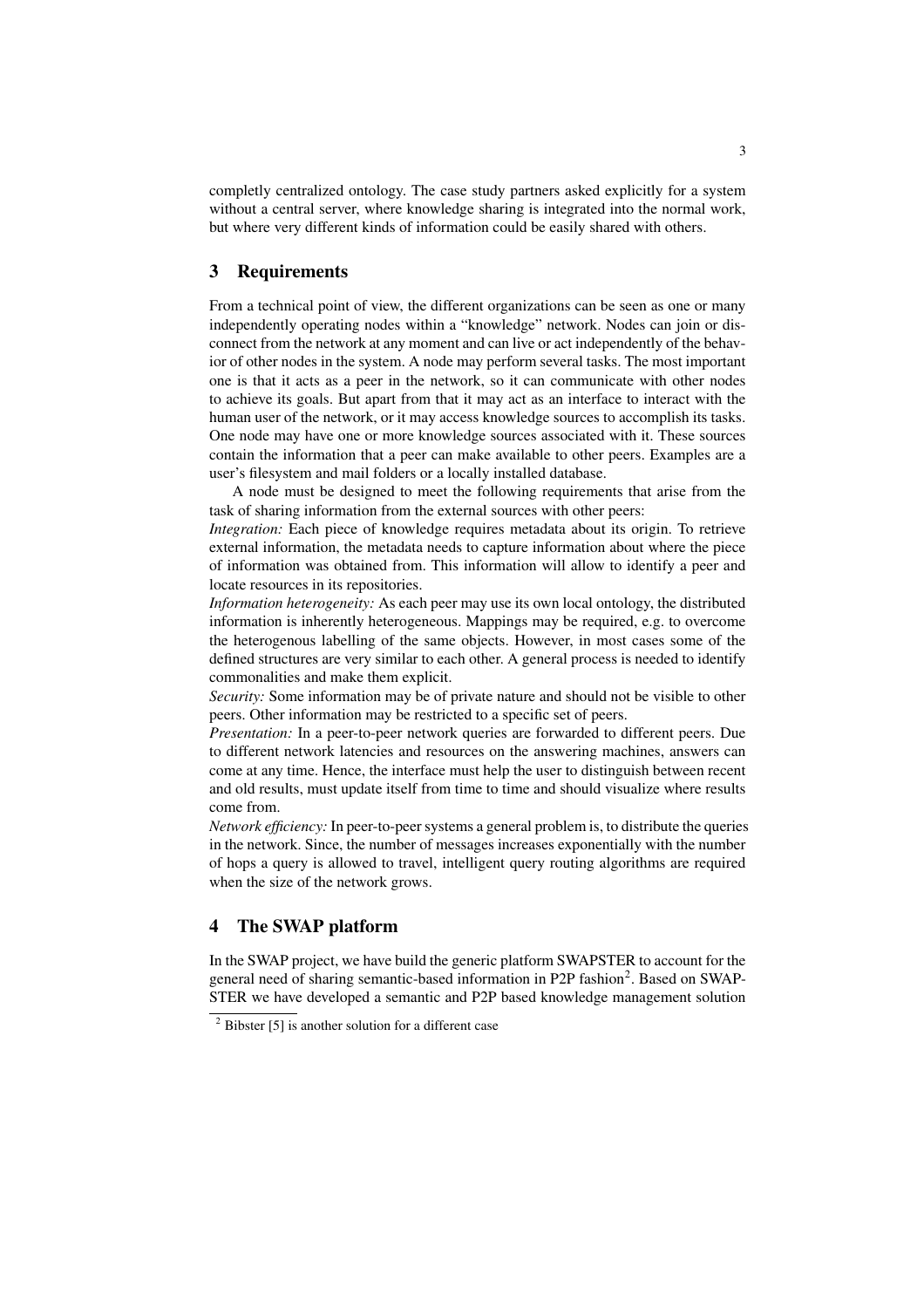completly centralized ontology. The case study partners asked explicitly for a system without a central server, where knowledge sharing is integrated into the normal work, but where very different kinds of information could be easily shared with others.

## 3 Requirements

From a technical point of view, the different organizations can be seen as one or many independently operating nodes within a "knowledge" network. Nodes can join or disconnect from the network at any moment and can live or act independently of the behavior of other nodes in the system. A node may perform several tasks. The most important one is that it acts as a peer in the network, so it can communicate with other nodes to achieve its goals. But apart from that it may act as an interface to interact with the human user of the network, or it may access knowledge sources to accomplish its tasks. One node may have one or more knowledge sources associated with it. These sources contain the information that a peer can make available to other peers. Examples are a user's filesystem and mail folders or a locally installed database.

A node must be designed to meet the following requirements that arise from the task of sharing information from the external sources with other peers:

*Integration:* Each piece of knowledge requires metadata about its origin. To retrieve external information, the metadata needs to capture information about where the piece of information was obtained from. This information will allow to identify a peer and locate resources in its repositories.

*Information heterogeneity:* As each peer may use its own local ontology, the distributed information is inherently heterogeneous. Mappings may be required, e.g. to overcome the heterogenous labelling of the same objects. However, in most cases some of the defined structures are very similar to each other. A general process is needed to identify commonalities and make them explicit.

*Security:* Some information may be of private nature and should not be visible to other peers. Other information may be restricted to a specific set of peers.

*Presentation:* In a peer-to-peer network queries are forwarded to different peers. Due to different network latencies and resources on the answering machines, answers can come at any time. Hence, the interface must help the user to distinguish between recent and old results, must update itself from time to time and should visualize where results come from.

*Network efficiency:* In peer-to-peer systems a general problem is, to distribute the queries in the network. Since, the number of messages increases exponentially with the number of hops a query is allowed to travel, intelligent query routing algorithms are required when the size of the network grows.

## 4 The SWAP platform

In the SWAP project, we have build the generic platform SWAPSTER to account for the general need of sharing semantic-based information in P2P fashion[2]. Based on SWAPSTER we have developed a semantic and P2P based knowledge management solution

[2] Bibster [5] is another solution for a different case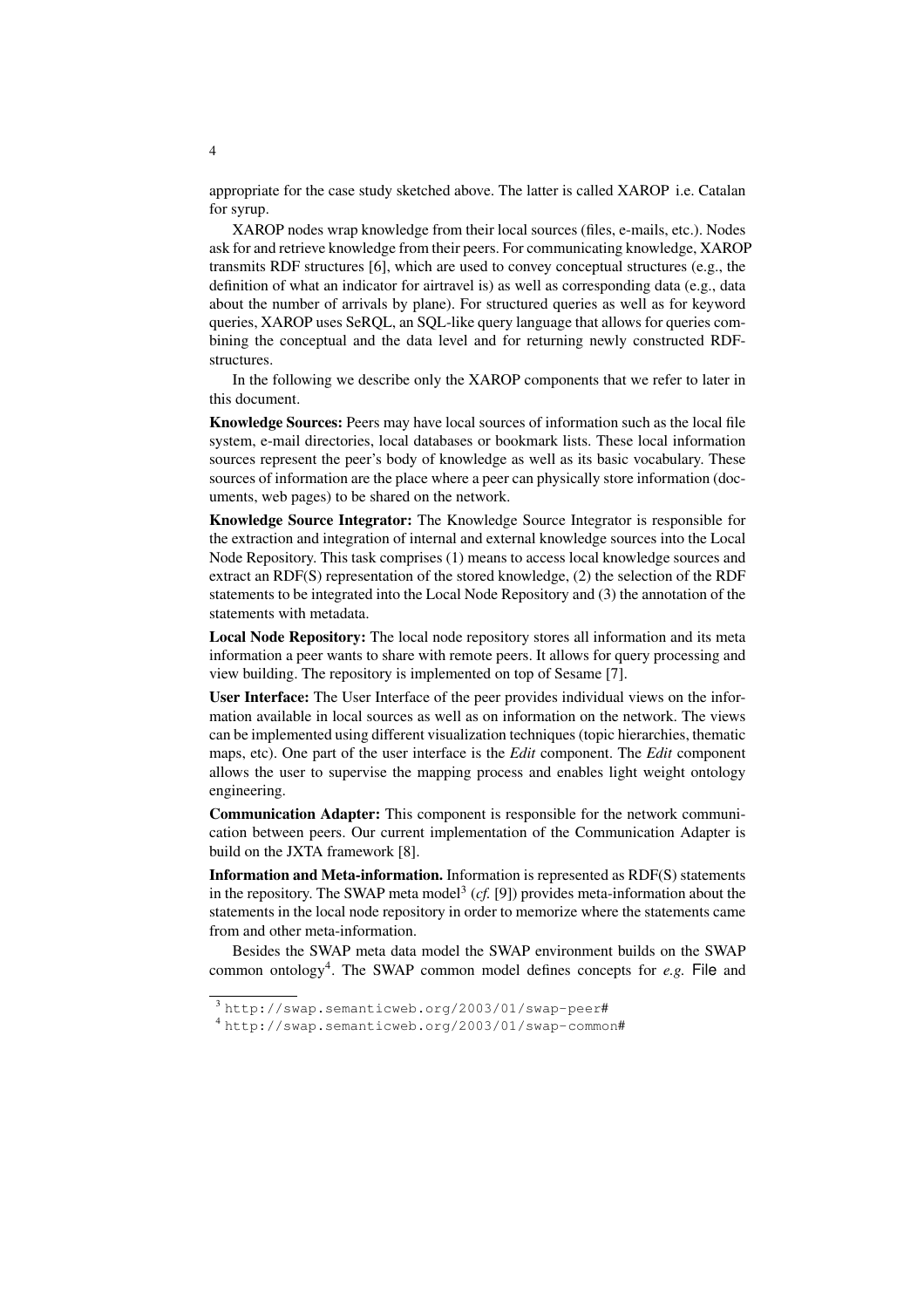appropriate for the case study sketched above. The latter is called XAROP i.e. Catalan for syrup.

XAROP nodes wrap knowledge from their local sources (files, e-mails, etc.). Nodes ask for and retrieve knowledge from their peers. For communicating knowledge, XAROP transmits RDF structures [6], which are used to convey conceptual structures (e.g., the definition of what an indicator for airtravel is) as well as corresponding data (e.g., data about the number of arrivals by plane). For structured queries as well as for keyword queries, XAROP uses SeRQL, an SQL-like query language that allows for queries combining the conceptual and the data level and for returning newly constructed RDF-structures.

In the following we describe only the XAROP components that we refer to later in this document.

**Knowledge Sources:** Peers may have local sources of information such as the local file system, e-mail directories, local databases or bookmark lists. These local information sources represent the peer's body of knowledge as well as its basic vocabulary. These sources of information are the place where a peer can physically store information (documents, web pages) to be shared on the network.

**Knowledge Source Integrator:** The Knowledge Source Integrator is responsible for the extraction and integration of internal and external knowledge sources into the Local Node Repository. This task comprises (1) means to access local knowledge sources and extract an RDF(S) representation of the stored knowledge, (2) the selection of the RDF statements to be integrated into the Local Node Repository and (3) the annotation of the statements with metadata.

**Local Node Repository:** The local node repository stores all information and its meta information a peer wants to share with remote peers. It allows for query processing and view building. The repository is implemented on top of Sesame [7].

**User Interface:** The User Interface of the peer provides individual views on the information available in local sources as well as on information on the network. The views can be implemented using different visualization techniques (topic hierarchies, thematic maps, etc). One part of the user interface is the *Edit* component. The *Edit* component allows the user to supervise the mapping process and enables light weight ontology engineering.

**Communication Adapter:** This component is responsible for the network communication between peers. Our current implementation of the Communication Adapter is build on the JXTA framework [8].

**Information and Meta-information.** Information is represented as RDF(S) statements in the repository. The SWAP meta model[3] (*cf.* [9]) provides meta-information about the statements in the local node repository in order to memorize where the statements came from and other meta-information.

Besides the SWAP meta data model the SWAP environment builds on the SWAP common ontology[4]. The SWAP common model defines concepts for *e.g.* File and

[3] `http://swap.semanticweb.org/2003/01/swap-peer#`

[4] `http://swap.semanticweb.org/2003/01/swap-common#`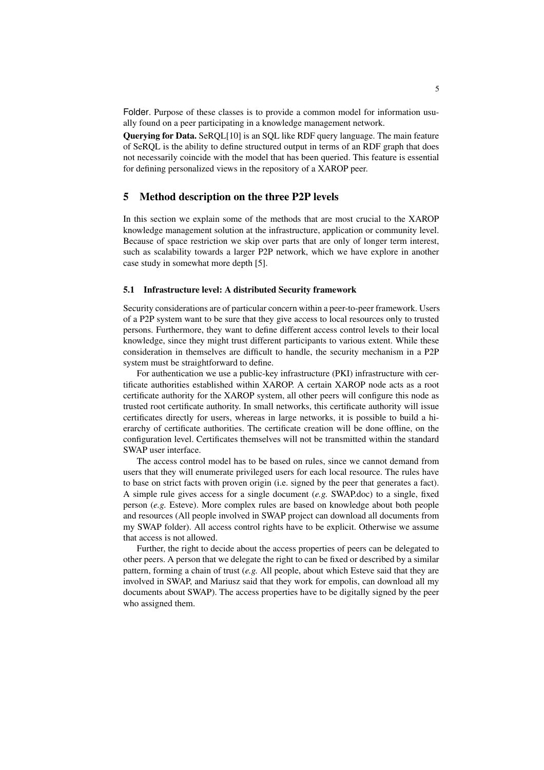Folder. Purpose of these classes is to provide a common model for information usually found on a peer participating in a knowledge management network.

**Querying for Data.** SeRQL[10] is an SQL like RDF query language. The main feature of SeRQL is the ability to define structured output in terms of an RDF graph that does not necessarily coincide with the model that has been queried. This feature is essential for defining personalized views in the repository of a XAROP peer.

## 5 Method description on the three P2P levels

In this section we explain some of the methods that are most crucial to the XAROP knowledge management solution at the infrastructure, application or community level. Because of space restriction we skip over parts that are only of longer term interest, such as scalability towards a larger P2P network, which we have explore in another case study in somewhat more depth [5].

### 5.1 Infrastructure level: A distributed Security framework

Security considerations are of particular concern within a peer-to-peer framework. Users of a P2P system want to be sure that they give access to local resources only to trusted persons. Furthermore, they want to define different access control levels to their local knowledge, since they might trust different participants to various extent. While these consideration in themselves are difficult to handle, the security mechanism in a P2P system must be straightforward to define.

For authentication we use a public-key infrastructure (PKI) infrastructure with certificate authorities established within XAROP. A certain XAROP node acts as a root certificate authority for the XAROP system, all other peers will configure this node as trusted root certificate authority. In small networks, this certificate authority will issue certificates directly for users, whereas in large networks, it is possible to build a hierarchy of certificate authorities. The certificate creation will be done offline, on the configuration level. Certificates themselves will not be transmitted within the standard SWAP user interface.

The access control model has to be based on rules, since we cannot demand from users that they will enumerate privileged users for each local resource. The rules have to base on strict facts with proven origin (i.e. signed by the peer that generates a fact). A simple rule gives access for a single document (*e.g.* SWAP.doc) to a single, fixed person (*e.g.* Esteve). More complex rules are based on knowledge about both people and resources (All people involved in SWAP project can download all documents from my SWAP folder). All access control rights have to be explicit. Otherwise we assume that access is not allowed.

Further, the right to decide about the access properties of peers can be delegated to other peers. A person that we delegate the right to can be fixed or described by a similar pattern, forming a chain of trust (*e.g.* All people, about which Esteve said that they are involved in SWAP, and Mariusz said that they work for empolis, can download all my documents about SWAP). The access properties have to be digitally signed by the peer who assigned them.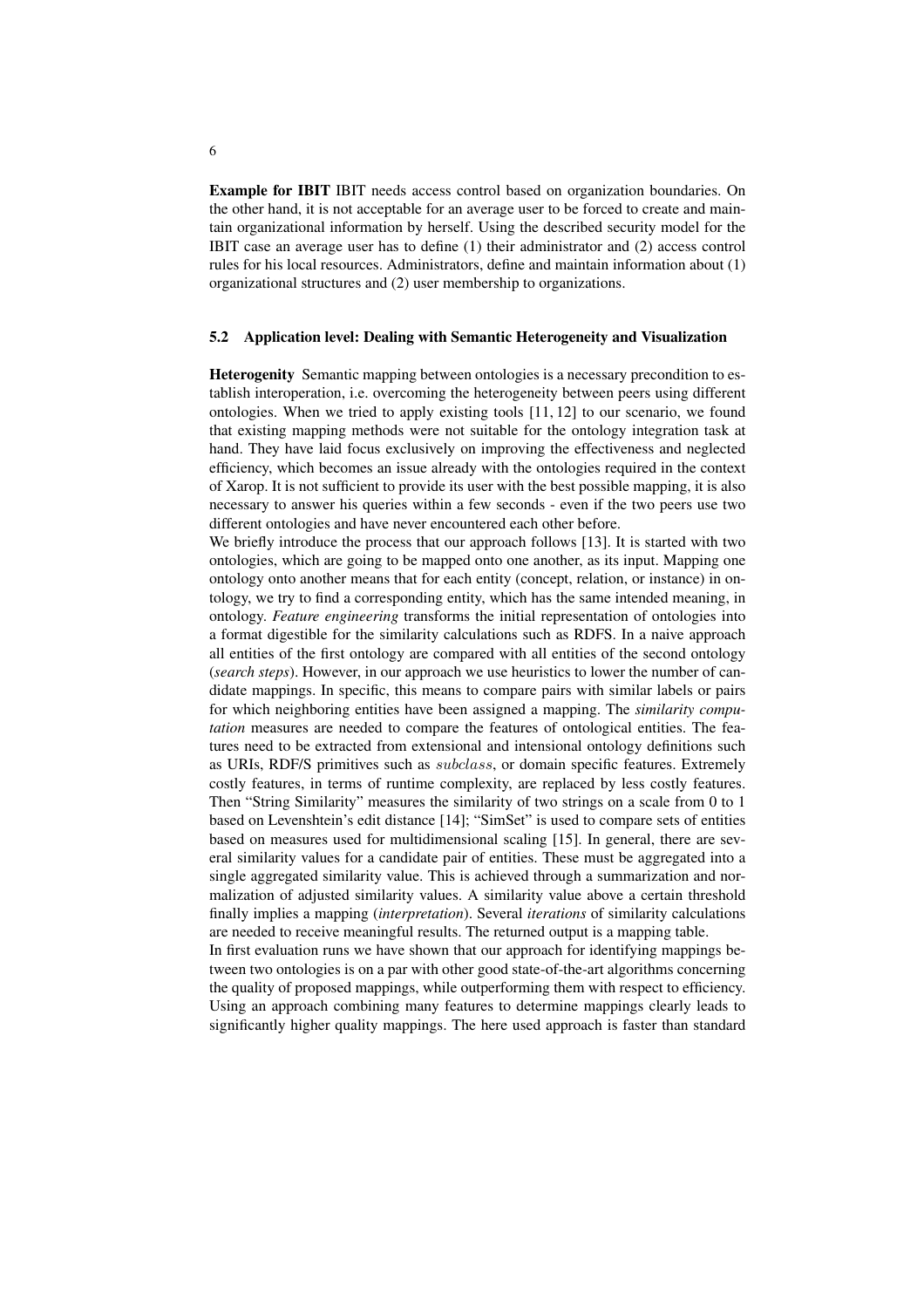**Example for IBIT** IBIT needs access control based on organization boundaries. On the other hand, it is not acceptable for an average user to be forced to create and maintain organizational information by herself. Using the described security model for the IBIT case an average user has to define (1) their administrator and (2) access control rules for his local resources. Administrators, define and maintain information about (1) organizational structures and (2) user membership to organizations.

### 5.2 Application level: Dealing with Semantic Heterogeneity and Visualization

**Heterogenity** Semantic mapping between ontologies is a necessary precondition to establish interoperation, i.e. overcoming the heterogeneity between peers using different ontologies. When we tried to apply existing tools [11, 12] to our scenario, we found that existing mapping methods were not suitable for the ontology integration task at hand. They have laid focus exclusively on improving the effectiveness and neglected efficiency, which becomes an issue already with the ontologies required in the context of Xarop. It is not sufficient to provide its user with the best possible mapping, it is also necessary to answer his queries within a few seconds - even if the two peers use two different ontologies and have never encountered each other before.

We briefly introduce the process that our approach follows [13]. It is started with two ontologies, which are going to be mapped onto one another, as its input. Mapping one ontology onto another means that for each entity (concept, relation, or instance) in ontology, we try to find a corresponding entity, which has the same intended meaning, in ontology. *Feature engineering* transforms the initial representation of ontologies into a format digestible for the similarity calculations such as RDFS. In a naive approach all entities of the first ontology are compared with all entities of the second ontology (*search steps*). However, in our approach we use heuristics to lower the number of candidate mappings. In specific, this means to compare pairs with similar labels or pairs for which neighboring entities have been assigned a mapping. The *similarity computation* measures are needed to compare the features of ontological entities. The features need to be extracted from extensional and intensional ontology definitions such as URIs, RDF/S primitives such as $subclass$, or domain specific features. Extremely costly features, in terms of runtime complexity, are replaced by less costly features. Then "String Similarity" measures the similarity of two strings on a scale from 0 to 1 based on Levenshtein's edit distance [14]; "SimSet" is used to compare sets of entities based on measures used for multidimensional scaling [15]. In general, there are several similarity values for a candidate pair of entities. These must be aggregated into a single aggregated similarity value. This is achieved through a summarization and normalization of adjusted similarity values. A similarity value above a certain threshold finally implies a mapping (*interpretation*). Several *iterations* of similarity calculations are needed to receive meaningful results. The returned output is a mapping table.

In first evaluation runs we have shown that our approach for identifying mappings between two ontologies is on a par with other good state-of-the-art algorithms concerning the quality of proposed mappings, while outperforming them with respect to efficiency. Using an approach combining many features to determine mappings clearly leads to significantly higher quality mappings. The here used approach is faster than standard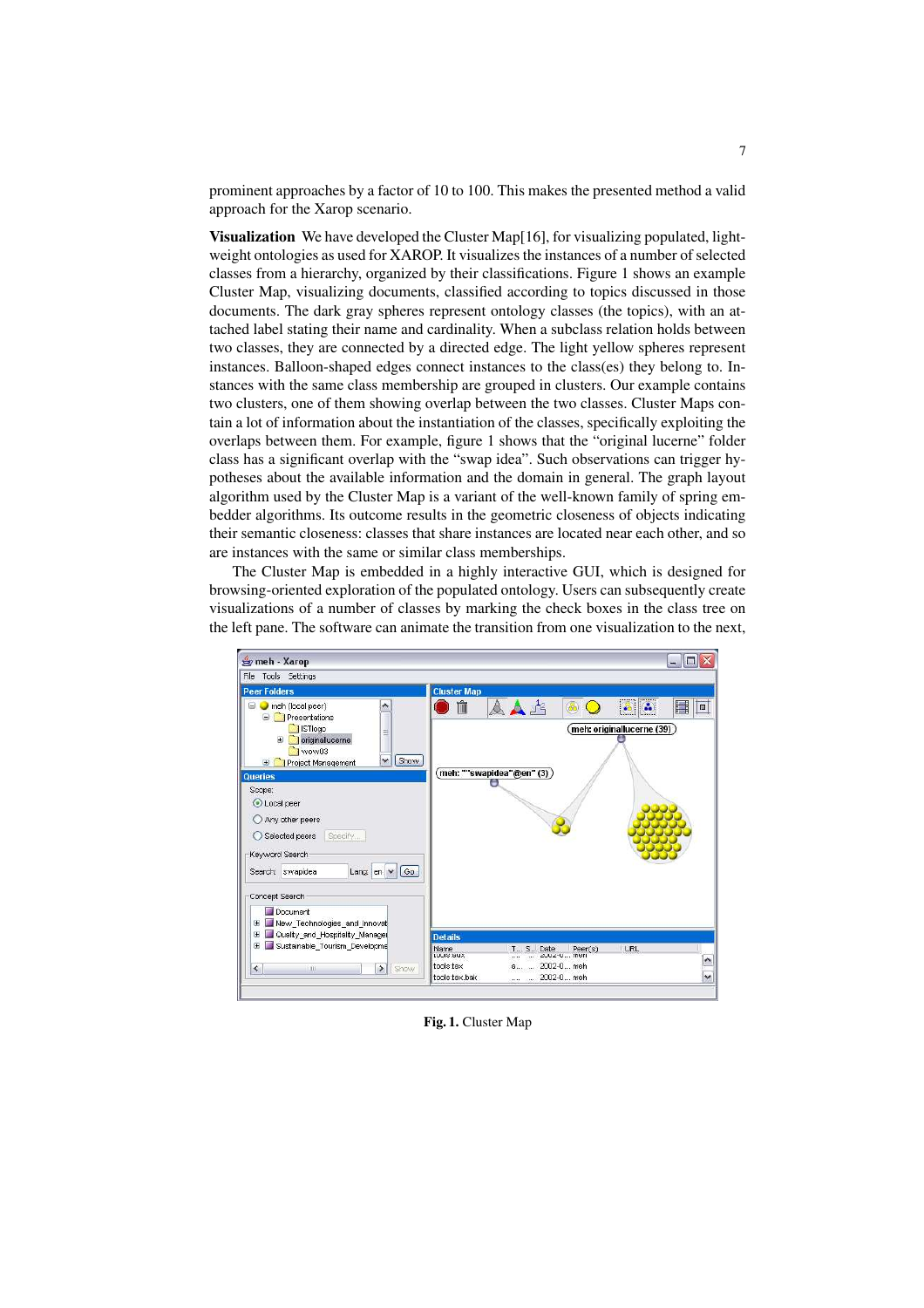prominent approaches by a factor of 10 to 100. This makes the presented method a valid approach for the Xarop scenario.

**Visualization** We have developed the Cluster Map[16], for visualizing populated, light-weight ontologies as used for XAROP. It visualizes the instances of a number of selected classes from a hierarchy, organized by their classifications. Figure 1 shows an example Cluster Map, visualizing documents, classified according to topics discussed in those documents. The dark gray spheres represent ontology classes (the topics), with an attached label stating their name and cardinality. When a subclass relation holds between two classes, they are connected by a directed edge. The light yellow spheres represent instances. Balloon-shaped edges connect instances to the class(es) they belong to. Instances with the same class membership are grouped in clusters. Our example contains two clusters, one of them showing overlap between the two classes. Cluster Maps contain a lot of information about the instantiation of the classes, specifically exploiting the overlaps between them. For example, figure 1 shows that the "original lucerne" folder class has a significant overlap with the "swap idea". Such observations can trigger hypotheses about the available information and the domain in general. The graph layout algorithm used by the Cluster Map is a variant of the well-known family of spring embedder algorithms. Its outcome results in the geometric closeness of objects indicating their semantic closeness: classes that share instances are located near each other, and so are instances with the same or similar class memberships.

The Cluster Map is embedded in a highly interactive GUI, which is designed for browsing-oriented exploration of the populated ontology. Users can subsequently create visualizations of a number of classes by marking the check boxes in the class tree on the left pane. The software can animate the transition from one visualization to the next,

**Fig. 1.** Cluster Map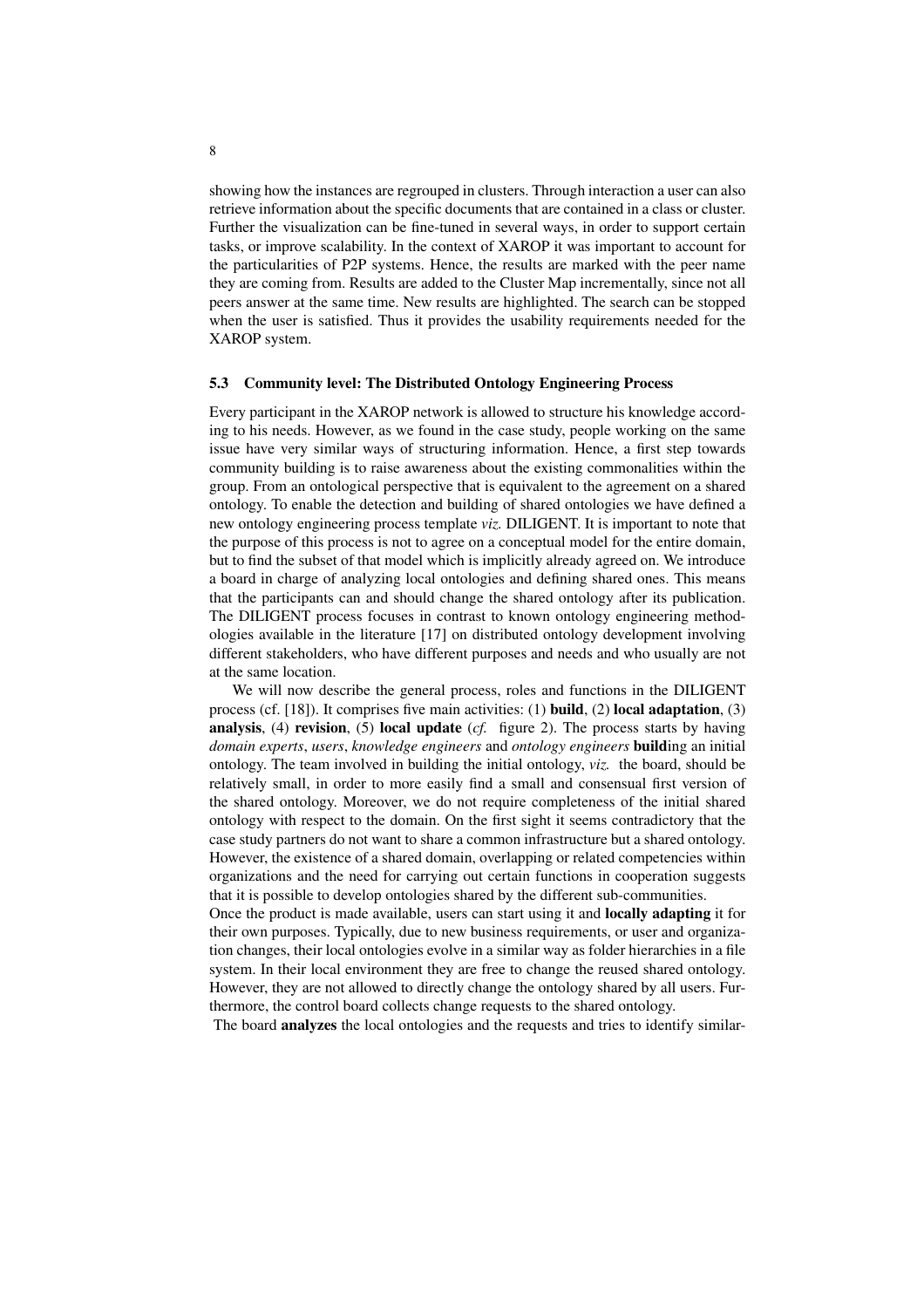showing how the instances are regrouped in clusters. Through interaction a user can also retrieve information about the specific documents that are contained in a class or cluster. Further the visualization can be fine-tuned in several ways, in order to support certain tasks, or improve scalability. In the context of XAROP it was important to account for the particularities of P2P systems. Hence, the results are marked with the peer name they are coming from. Results are added to the Cluster Map incrementally, since not all peers answer at the same time. New results are highlighted. The search can be stopped when the user is satisfied. Thus it provides the usability requirements needed for the XAROP system.

### 5.3 Community level: The Distributed Ontology Engineering Process

Every participant in the XAROP network is allowed to structure his knowledge according to his needs. However, as we found in the case study, people working on the same issue have very similar ways of structuring information. Hence, a first step towards community building is to raise awareness about the existing commonalities within the group. From an ontological perspective that is equivalent to the agreement on a shared ontology. To enable the detection and building of shared ontologies we have defined a new ontology engineering process template *viz.* DILIGENT. It is important to note that the purpose of this process is not to agree on a conceptual model for the entire domain, but to find the subset of that model which is implicitly already agreed on. We introduce a board in charge of analyzing local ontologies and defining shared ones. This means that the participants can and should change the shared ontology after its publication. The DILIGENT process focuses in contrast to known ontology engineering methodologies available in the literature [17] on distributed ontology development involving different stakeholders, who have different purposes and needs and who usually are not at the same location.

We will now describe the general process, roles and functions in the DILIGENT process (cf. [18]). It comprises five main activities: (1) **build**, (2) **local adaptation**, (3) **analysis**, (4) **revision**, (5) **local update** (*cf.* figure 2). The process starts by having *domain experts*, *users*, *knowledge engineers* and *ontology engineers* **build**ing an initial ontology. The team involved in building the initial ontology, *viz.* the board, should be relatively small, in order to more easily find a small and consensual first version of the shared ontology. Moreover, we do not require completeness of the initial shared ontology with respect to the domain. On the first sight it seems contradictory that the case study partners do not want to share a common infrastructure but a shared ontology. However, the existence of a shared domain, overlapping or related competencies within organizations and the need for carrying out certain functions in cooperation suggests that it is possible to develop ontologies shared by the different sub-communities.

Once the product is made available, users can start using it and **locally adapting** it for their own purposes. Typically, due to new business requirements, or user and organization changes, their local ontologies evolve in a similar way as folder hierarchies in a file system. In their local environment they are free to change the reused shared ontology. However, they are not allowed to directly change the ontology shared by all users. Furthermore, the control board collects change requests to the shared ontology.

The board **analyzes** the local ontologies and the requests and tries to identify similar-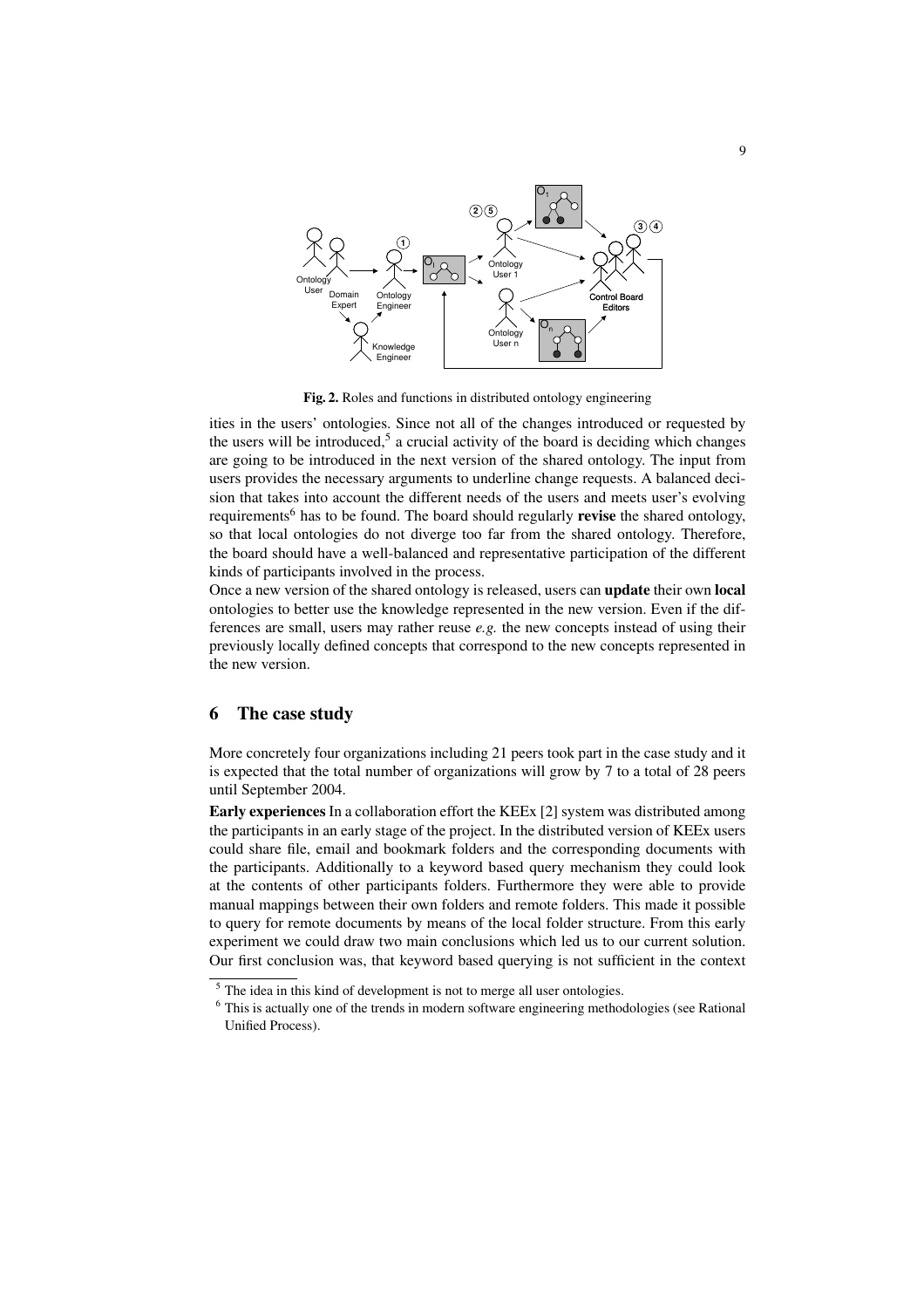Fig. 2. Roles and functions in distributed ontology engineering

ities in the users' ontologies. Since not all of the changes introduced or requested by the users will be introduced,[5] a crucial activity of the board is deciding which changes are going to be introduced in the next version of the shared ontology. The input from users provides the necessary arguments to underline change requests. A balanced decision that takes into account the different needs of the users and meets user's evolving requirements[6] has to be found. The board should regularly **revise** the shared ontology, so that local ontologies do not diverge too far from the shared ontology. Therefore, the board should have a well-balanced and representative participation of the different kinds of participants involved in the process.

Once a new version of the shared ontology is released, users can **update** their own **local** ontologies to better use the knowledge represented in the new version. Even if the differences are small, users may rather reuse *e.g.* the new concepts instead of using their previously locally defined concepts that correspond to the new concepts represented in the new version.

## 6 The case study

More concretely four organizations including 21 peers took part in the case study and it is expected that the total number of organizations will grow by 7 to a total of 28 peers until September 2004.

**Early experiences** In a collaboration effort the KEEx [2] system was distributed among the participants in an early stage of the project. In the distributed version of KEEx users could share file, email and bookmark folders and the corresponding documents with the participants. Additionally to a keyword based query mechanism they could look at the contents of other participants folders. Furthermore they were able to provide manual mappings between their own folders and remote folders. This made it possible to query for remote documents by means of the local folder structure. From this early experiment we could draw two main conclusions which led us to our current solution. Our first conclusion was, that keyword based querying is not sufficient in the context

[5] The idea in this kind of development is not to merge all user ontologies.

[6] This is actually one of the trends in modern software engineering methodologies (see Rational Unified Process).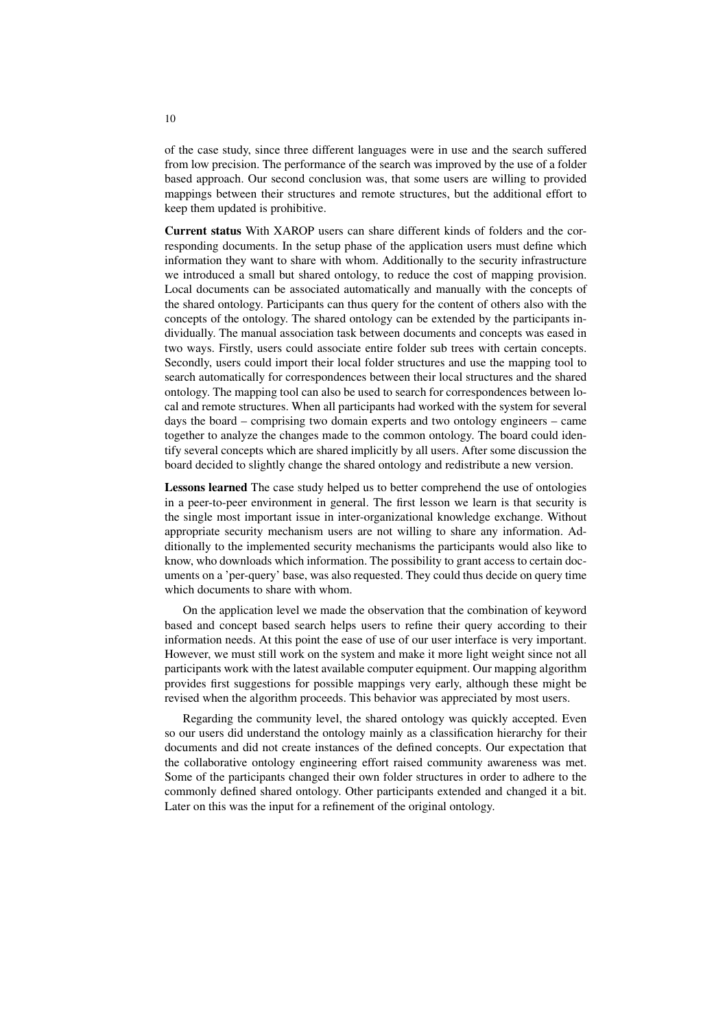of the case study, since three different languages were in use and the search suffered from low precision. The performance of the search was improved by the use of a folder based approach. Our second conclusion was, that some users are willing to provided mappings between their structures and remote structures, but the additional effort to keep them updated is prohibitive.

**Current status** With XAROP users can share different kinds of folders and the corresponding documents. In the setup phase of the application users must define which information they want to share with whom. Additionally to the security infrastructure we introduced a small but shared ontology, to reduce the cost of mapping provision. Local documents can be associated automatically and manually with the concepts of the shared ontology. Participants can thus query for the content of others also with the concepts of the ontology. The shared ontology can be extended by the participants individually. The manual association task between documents and concepts was eased in two ways. Firstly, users could associate entire folder sub trees with certain concepts. Secondly, users could import their local folder structures and use the mapping tool to search automatically for correspondences between their local structures and the shared ontology. The mapping tool can also be used to search for correspondences between local and remote structures. When all participants had worked with the system for several days the board – comprising two domain experts and two ontology engineers – came together to analyze the changes made to the common ontology. The board could identify several concepts which are shared implicitly by all users. After some discussion the board decided to slightly change the shared ontology and redistribute a new version.

**Lessons learned** The case study helped us to better comprehend the use of ontologies in a peer-to-peer environment in general. The first lesson we learn is that security is the single most important issue in inter-organizational knowledge exchange. Without appropriate security mechanism users are not willing to share any information. Additionally to the implemented security mechanisms the participants would also like to know, who downloads which information. The possibility to grant access to certain documents on a 'per-query' base, was also requested. They could thus decide on query time which documents to share with whom.

On the application level we made the observation that the combination of keyword based and concept based search helps users to refine their query according to their information needs. At this point the ease of use of our user interface is very important. However, we must still work on the system and make it more light weight since not all participants work with the latest available computer equipment. Our mapping algorithm provides first suggestions for possible mappings very early, although these might be revised when the algorithm proceeds. This behavior was appreciated by most users.

Regarding the community level, the shared ontology was quickly accepted. Even so our users did understand the ontology mainly as a classification hierarchy for their documents and did not create instances of the defined concepts. Our expectation that the collaborative ontology engineering effort raised community awareness was met. Some of the participants changed their own folder structures in order to adhere to the commonly defined shared ontology. Other participants extended and changed it a bit. Later on this was the input for a refinement of the original ontology.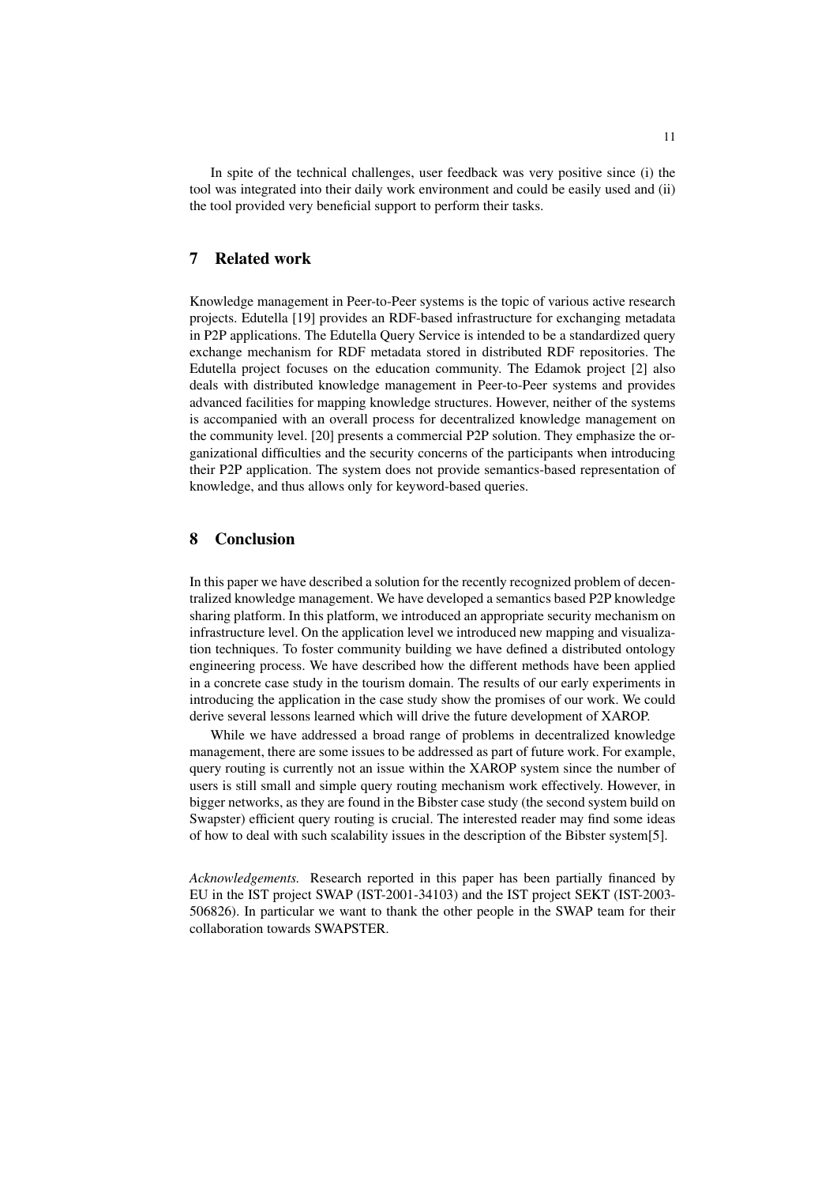In spite of the technical challenges, user feedback was very positive since (i) the tool was integrated into their daily work environment and could be easily used and (ii) the tool provided very beneficial support to perform their tasks.

## 7 Related work

Knowledge management in Peer-to-Peer systems is the topic of various active research projects. Edutella [19] provides an RDF-based infrastructure for exchanging metadata in P2P applications. The Edutella Query Service is intended to be a standardized query exchange mechanism for RDF metadata stored in distributed RDF repositories. The Edutella project focuses on the education community. The Edamok project [2] also deals with distributed knowledge management in Peer-to-Peer systems and provides advanced facilities for mapping knowledge structures. However, neither of the systems is accompanied with an overall process for decentralized knowledge management on the community level. [20] presents a commercial P2P solution. They emphasize the organizational difficulties and the security concerns of the participants when introducing their P2P application. The system does not provide semantics-based representation of knowledge, and thus allows only for keyword-based queries.

## 8 Conclusion

In this paper we have described a solution for the recently recognized problem of decentralized knowledge management. We have developed a semantics based P2P knowledge sharing platform. In this platform, we introduced an appropriate security mechanism on infrastructure level. On the application level we introduced new mapping and visualization techniques. To foster community building we have defined a distributed ontology engineering process. We have described how the different methods have been applied in a concrete case study in the tourism domain. The results of our early experiments in introducing the application in the case study show the promises of our work. We could derive several lessons learned which will drive the future development of XAROP.

While we have addressed a broad range of problems in decentralized knowledge management, there are some issues to be addressed as part of future work. For example, query routing is currently not an issue within the XAROP system since the number of users is still small and simple query routing mechanism work effectively. However, in bigger networks, as they are found in the Bibster case study (the second system build on Swapster) efficient query routing is crucial. The interested reader may find some ideas of how to deal with such scalability issues in the description of the Bibster system[5].

*Acknowledgements.* Research reported in this paper has been partially financed by EU in the IST project SWAP (IST-2001-34103) and the IST project SEKT (IST-2003-506826). In particular we want to thank the other people in the SWAP team for their collaboration towards SWAPSTER.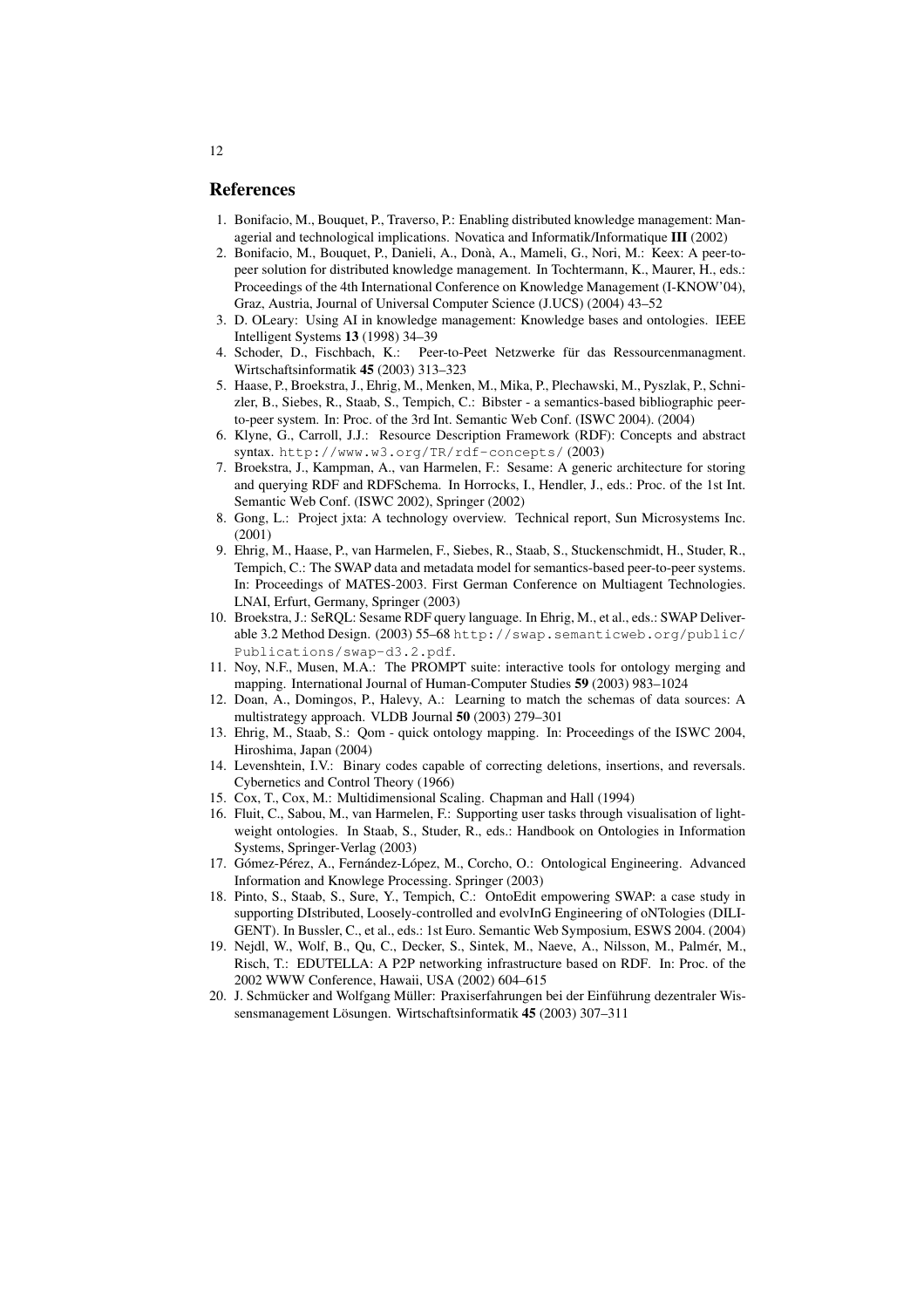## References

1. Bonifacio, M., Bouquet, P., Traverso, P.: Enabling distributed knowledge management: Managerial and technological implications. Novatica and Informatik/Informatique **III** (2002)
2. Bonifacio, M., Bouquet, P., Danieli, A., Donà, A., Mameli, G., Nori, M.: Keex: A peer-to-peer solution for distributed knowledge management. In Tochtermann, K., Maurer, H., eds.: Proceedings of the 4th International Conference on Knowledge Management (I-KNOW'04), Graz, Austria, Journal of Universal Computer Science (J.UCS) (2004) 43–52
3. D. OLeary: Using AI in knowledge management: Knowledge bases and ontologies. IEEE Intelligent Systems **13** (1998) 34–39
4. Schoder, D., Fischbach, K.: Peer-to-Peet Netzwerke für das Ressourcenmanagment. Wirtschaftsinformatik **45** (2003) 313–323
5. Haase, P., Broekstra, J., Ehrig, M., Menken, M., Mika, P., Plechawski, M., Pyszlak, P., Schnizler, B., Siebes, R., Staab, S., Tempich, C.: Bibster - a semantics-based bibliographic peer-to-peer system. In: Proc. of the 3rd Int. Semantic Web Conf. (ISWC 2004). (2004)
6. Klyne, G., Carroll, J.J.: Resource Description Framework (RDF): Concepts and abstract syntax. `http://www.w3.org/TR/rdf-concepts/` (2003)
7. Broekstra, J., Kampman, A., van Harmelen, F.: Sesame: A generic architecture for storing and querying RDF and RDFSchema. In Horrocks, I., Hendler, J., eds.: Proc. of the 1st Int. Semantic Web Conf. (ISWC 2002), Springer (2002)
8. Gong, L.: Project jxta: A technology overview. Technical report, Sun Microsystems Inc. (2001)
9. Ehrig, M., Haase, P., van Harmelen, F., Siebes, R., Staab, S., Stuckenschmidt, H., Studer, R., Tempich, C.: The SWAP data and metadata model for semantics-based peer-to-peer systems. In: Proceedings of MATES-2003. First German Conference on Multiagent Technologies. LNAI, Erfurt, Germany, Springer (2003)
10. Broekstra, J.: SeRQL: Sesame RDF query language. In Ehrig, M., et al., eds.: SWAP Deliverable 3.2 Method Design. (2003) 55–68 `http://swap.semanticweb.org/public/Publications/swap-d3.2.pdf`.
11. Noy, N.F., Musen, M.A.: The PROMPT suite: interactive tools for ontology merging and mapping. International Journal of Human-Computer Studies **59** (2003) 983–1024
12. Doan, A., Domingos, P., Halevy, A.: Learning to match the schemas of data sources: A multistrategy approach. VLDB Journal **50** (2003) 279–301
13. Ehrig, M., Staab, S.: Qom - quick ontology mapping. In: Proceedings of the ISWC 2004, Hiroshima, Japan (2004)
14. Levenshtein, I.V.: Binary codes capable of correcting deletions, insertions, and reversals. Cybernetics and Control Theory (1966)
15. Cox, T., Cox, M.: Multidimensional Scaling. Chapman and Hall (1994)
16. Fluit, C., Sabou, M., van Harmelen, F.: Supporting user tasks through visualisation of light-weight ontologies. In Staab, S., Studer, R., eds.: Handbook on Ontologies in Information Systems, Springer-Verlag (2003)
17. Gómez-Pérez, A., Fernández-López, M., Corcho, O.: Ontological Engineering. Advanced Information and Knowlege Processing. Springer (2003)
18. Pinto, S., Staab, S., Sure, Y., Tempich, C.: OntoEdit empowering SWAP: a case study in supporting DIstributed, Loosely-controlled and evolvInG Engineering of oNTologies (DILIGENT). In Bussler, C., et al., eds.: 1st Euro. Semantic Web Symposium, ESWS 2004. (2004)
19. Nejdl, W., Wolf, B., Qu, C., Decker, S., Sintek, M., Naeve, A., Nilsson, M., Palmér, M., Risch, T.: EDUTELLA: A P2P networking infrastructure based on RDF. In: Proc. of the 2002 WWW Conference, Hawaii, USA (2002) 604–615
20. J. Schmücker and Wolfgang Müller: Praxiserfahrungen bei der Einführung dezentraler Wissensmanagement Lösungen. Wirtschaftsinformatik **45** (2003) 307–311